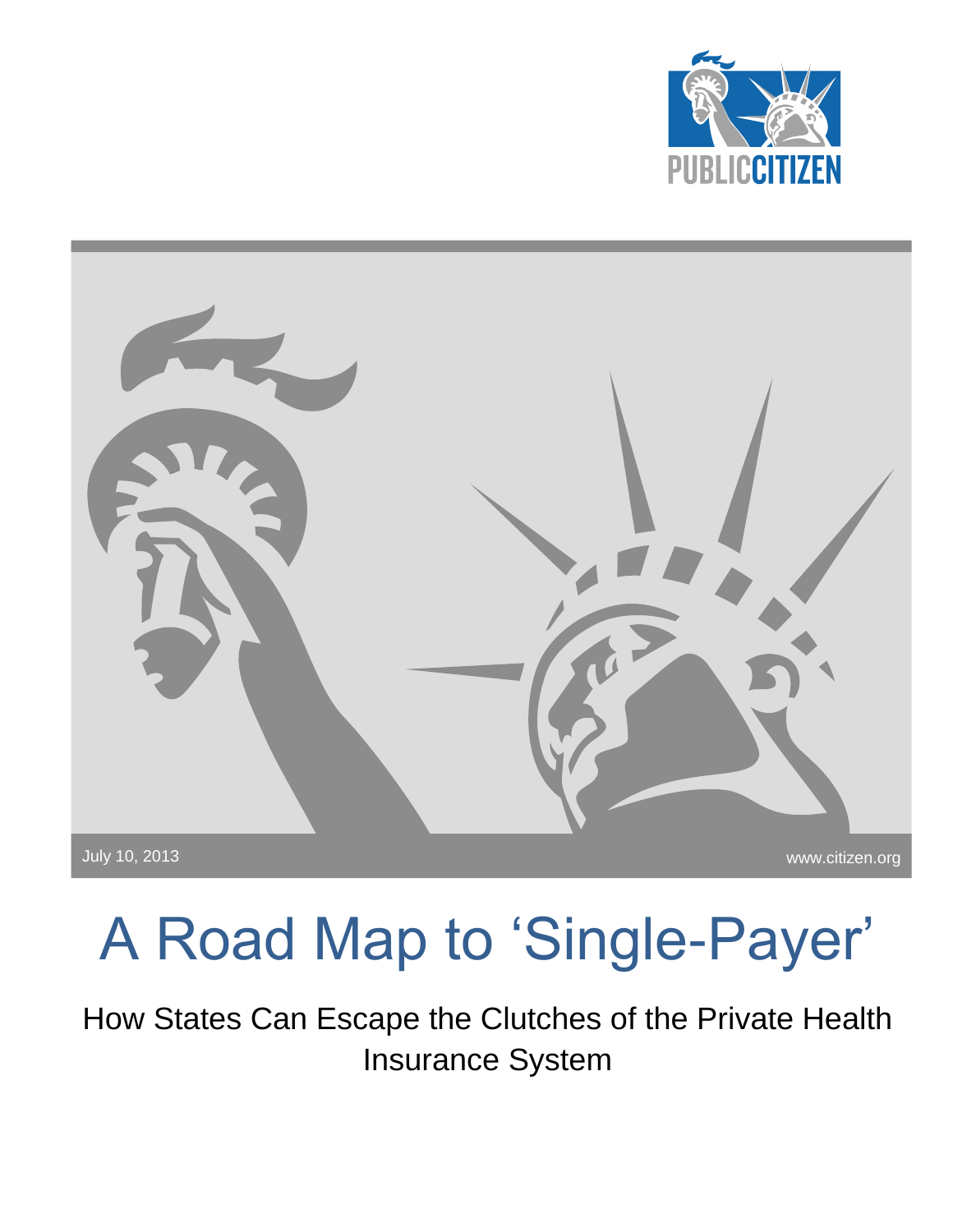PUBLIC CITIZEN

July 10, 2013

www.citizen.org

# A Road Map to 'Single-Payer'

## How States Can Escape the Clutches of the Private Health Insurance System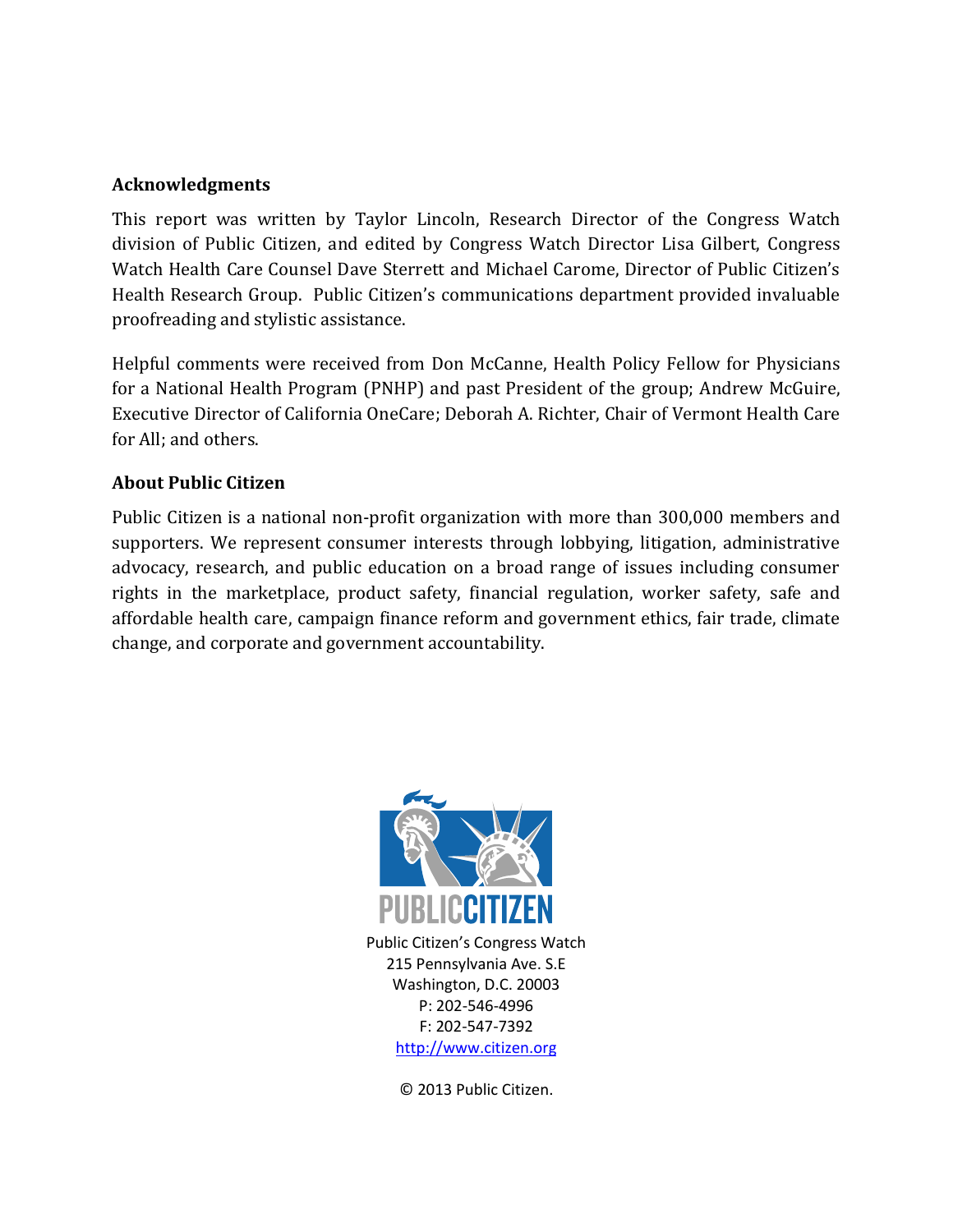## Acknowledgments

This report was written by Taylor Lincoln, Research Director of the Congress Watch division of Public Citizen, and edited by Congress Watch Director Lisa Gilbert, Congress Watch Health Care Counsel Dave Sterrett and Michael Carome, Director of Public Citizen's Health Research Group. Public Citizen's communications department provided invaluable proofreading and stylistic assistance.

Helpful comments were received from Don McCanne, Health Policy Fellow for Physicians for a National Health Program (PNHP) and past President of the group; Andrew McGuire, Executive Director of California OneCare; Deborah A. Richter, Chair of Vermont Health Care for All; and others.

## About Public Citizen

Public Citizen is a national non-profit organization with more than 300,000 members and supporters. We represent consumer interests through lobbying, litigation, administrative advocacy, research, and public education on a broad range of issues including consumer rights in the marketplace, product safety, financial regulation, worker safety, safe and affordable health care, campaign finance reform and government ethics, fair trade, climate change, and corporate and government accountability.

PUBLIC CITIZEN

Public Citizen's Congress Watch
215 Pennsylvania Ave. S.E
Washington, D.C. 20003
P: 202-546-4996
F: 202-547-7392
http://www.citizen.org

© 2013 Public Citizen.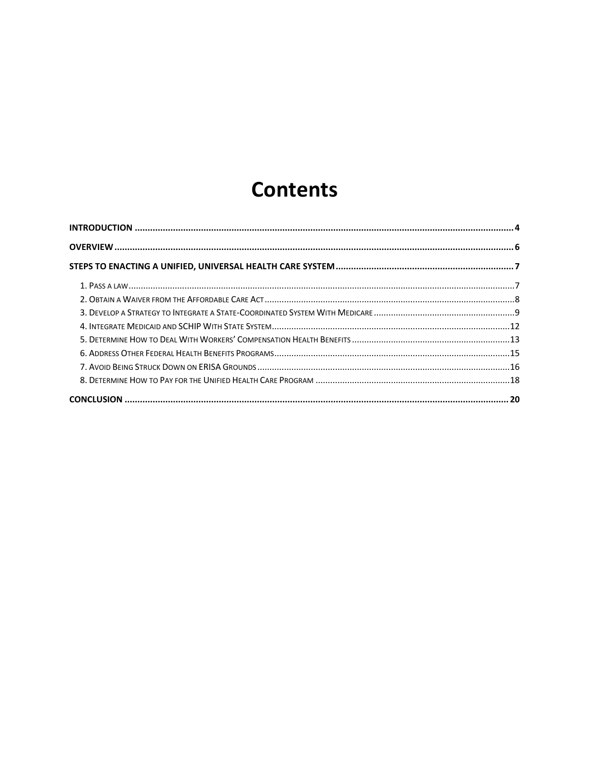# Contents

INTRODUCTION .... 4

OVERVIEW .... 6

STEPS TO ENACTING A UNIFIED, UNIVERSAL HEALTH CARE SYSTEM .... 7

1. Pass a law .... 7
2. Obtain a Waiver from the Affordable Care Act .... 8
3. Develop a Strategy to Integrate a State-Coordinated System With Medicare .... 9
4. Integrate Medicaid and SCHIP With State System .... 12
5. Determine How to Deal With Workers' Compensation Health Benefits .... 13
6. Address Other Federal Health Benefits Programs .... 15
7. Avoid Being Struck Down on ERISA Grounds .... 16
8. Determine How to Pay for the Unified Health Care Program .... 18

CONCLUSION .... 20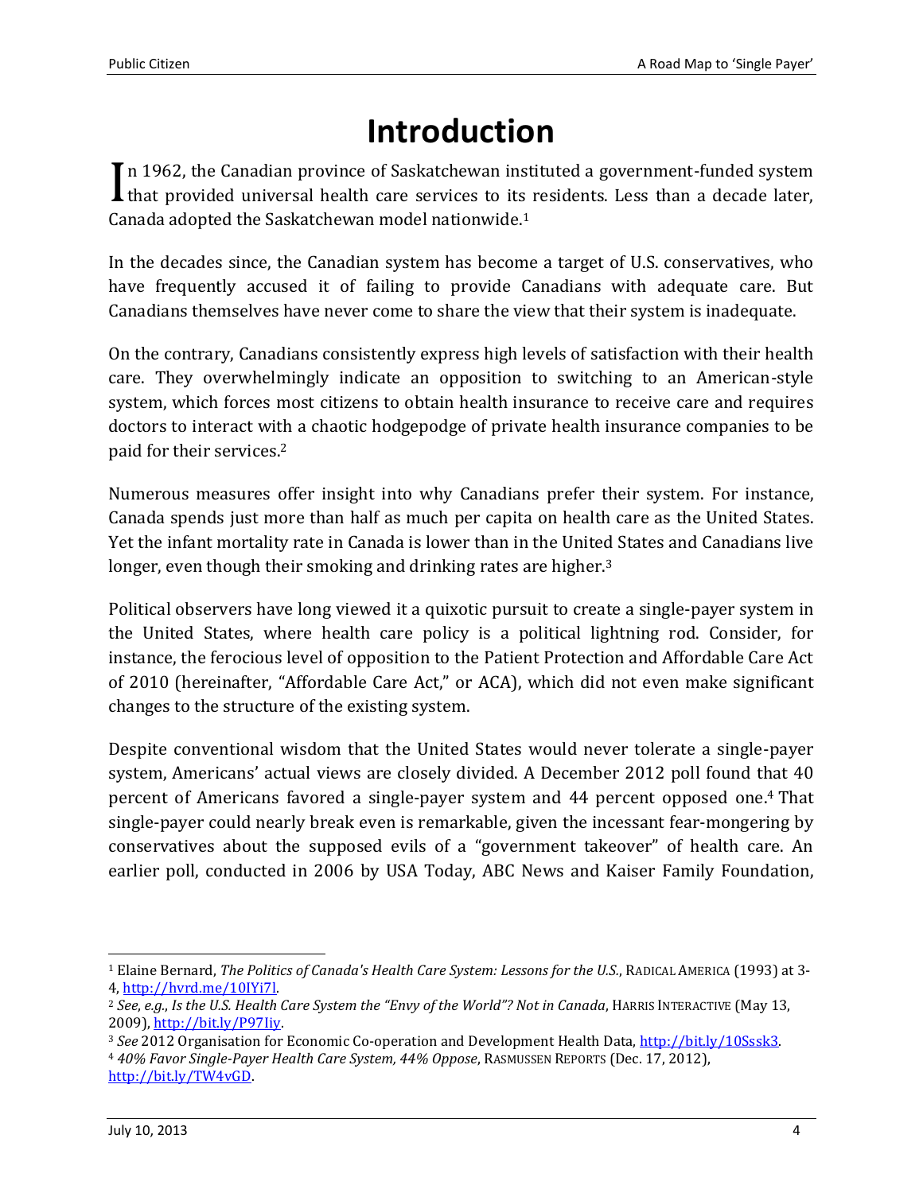# Introduction

In 1962, the Canadian province of Saskatchewan instituted a government-funded system that provided universal health care services to its residents. Less than a decade later, Canada adopted the Saskatchewan model nationwide.[1]

In the decades since, the Canadian system has become a target of U.S. conservatives, who have frequently accused it of failing to provide Canadians with adequate care. But Canadians themselves have never come to share the view that their system is inadequate.

On the contrary, Canadians consistently express high levels of satisfaction with their health care. They overwhelmingly indicate an opposition to switching to an American-style system, which forces most citizens to obtain health insurance to receive care and requires doctors to interact with a chaotic hodgepodge of private health insurance companies to be paid for their services.[2]

Numerous measures offer insight into why Canadians prefer their system. For instance, Canada spends just more than half as much per capita on health care as the United States. Yet the infant mortality rate in Canada is lower than in the United States and Canadians live longer, even though their smoking and drinking rates are higher.[3]

Political observers have long viewed it a quixotic pursuit to create a single-payer system in the United States, where health care policy is a political lightning rod. Consider, for instance, the ferocious level of opposition to the Patient Protection and Affordable Care Act of 2010 (hereinafter, "Affordable Care Act," or ACA), which did not even make significant changes to the structure of the existing system.

Despite conventional wisdom that the United States would never tolerate a single-payer system, Americans' actual views are closely divided. A December 2012 poll found that 40 percent of Americans favored a single-payer system and 44 percent opposed one.[4] That single-payer could nearly break even is remarkable, given the incessant fear-mongering by conservatives about the supposed evils of a "government takeover" of health care. An earlier poll, conducted in 2006 by USA Today, ABC News and Kaiser Family Foundation,

---

[1] Elaine Bernard, *The Politics of Canada's Health Care System: Lessons for the U.S.*, RADICAL AMERICA (1993) at 3-4, http://hvrd.me/10IYi7l.

[2] *See*, *e.g.*, *Is the U.S. Health Care System the "Envy of the World"? Not in Canada*, HARRIS INTERACTIVE (May 13, 2009), http://bit.ly/P97Iiy.

[3] *See* 2012 Organisation for Economic Co-operation and Development Health Data, http://bit.ly/10Sssk3.

[4] *40% Favor Single-Payer Health Care System, 44% Oppose*, RASMUSSEN REPORTS (Dec. 17, 2012), http://bit.ly/TW4vGD.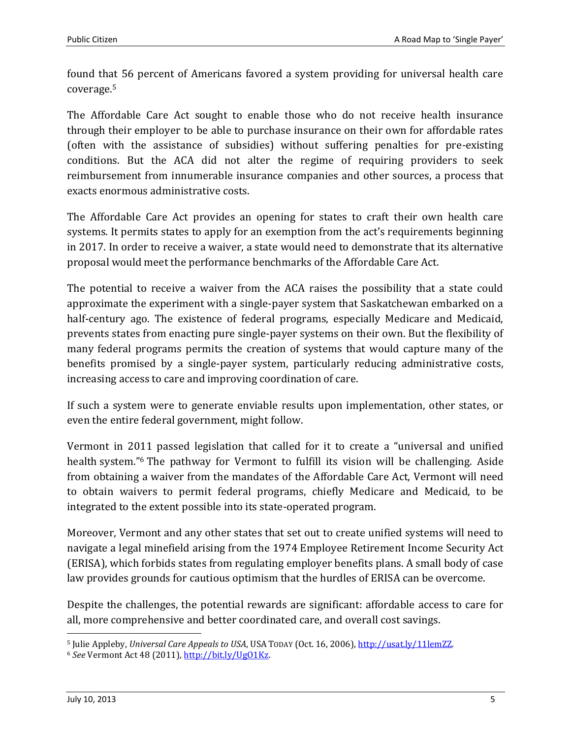found that 56 percent of Americans favored a system providing for universal health care coverage.[5]

The Affordable Care Act sought to enable those who do not receive health insurance through their employer to be able to purchase insurance on their own for affordable rates (often with the assistance of subsidies) without suffering penalties for pre-existing conditions. But the ACA did not alter the regime of requiring providers to seek reimbursement from innumerable insurance companies and other sources, a process that exacts enormous administrative costs.

The Affordable Care Act provides an opening for states to craft their own health care systems. It permits states to apply for an exemption from the act's requirements beginning in 2017. In order to receive a waiver, a state would need to demonstrate that its alternative proposal would meet the performance benchmarks of the Affordable Care Act.

The potential to receive a waiver from the ACA raises the possibility that a state could approximate the experiment with a single-payer system that Saskatchewan embarked on a half-century ago. The existence of federal programs, especially Medicare and Medicaid, prevents states from enacting pure single-payer systems on their own. But the flexibility of many federal programs permits the creation of systems that would capture many of the benefits promised by a single-payer system, particularly reducing administrative costs, increasing access to care and improving coordination of care.

If such a system were to generate enviable results upon implementation, other states, or even the entire federal government, might follow.

Vermont in 2011 passed legislation that called for it to create a "universal and unified health system."[6] The pathway for Vermont to fulfill its vision will be challenging. Aside from obtaining a waiver from the mandates of the Affordable Care Act, Vermont will need to obtain waivers to permit federal programs, chiefly Medicare and Medicaid, to be integrated to the extent possible into its state-operated program.

Moreover, Vermont and any other states that set out to create unified systems will need to navigate a legal minefield arising from the 1974 Employee Retirement Income Security Act (ERISA), which forbids states from regulating employer benefits plans. A small body of case law provides grounds for cautious optimism that the hurdles of ERISA can be overcome.

Despite the challenges, the potential rewards are significant: affordable access to care for all, more comprehensive and better coordinated care, and overall cost savings.

---

[5] Julie Appleby, *Universal Care Appeals to USA*, USA TODAY (Oct. 16, 2006), http://usat.ly/11lemZZ.

[6] *See* Vermont Act 48 (2011), http://bit.ly/UgO1Kz.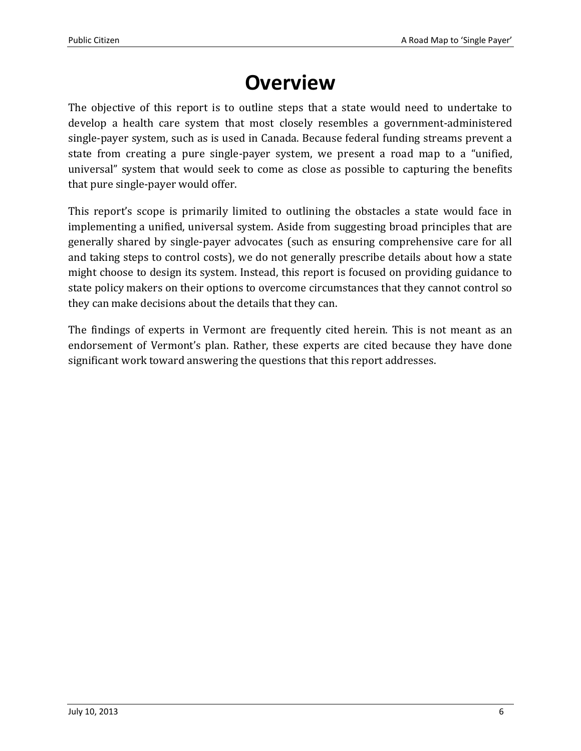# Overview

The objective of this report is to outline steps that a state would need to undertake to develop a health care system that most closely resembles a government-administered single-payer system, such as is used in Canada. Because federal funding streams prevent a state from creating a pure single-payer system, we present a road map to a "unified, universal" system that would seek to come as close as possible to capturing the benefits that pure single-payer would offer.

This report's scope is primarily limited to outlining the obstacles a state would face in implementing a unified, universal system. Aside from suggesting broad principles that are generally shared by single-payer advocates (such as ensuring comprehensive care for all and taking steps to control costs), we do not generally prescribe details about how a state might choose to design its system. Instead, this report is focused on providing guidance to state policy makers on their options to overcome circumstances that they cannot control so they can make decisions about the details that they can.

The findings of experts in Vermont are frequently cited herein. This is not meant as an endorsement of Vermont's plan. Rather, these experts are cited because they have done significant work toward answering the questions that this report addresses.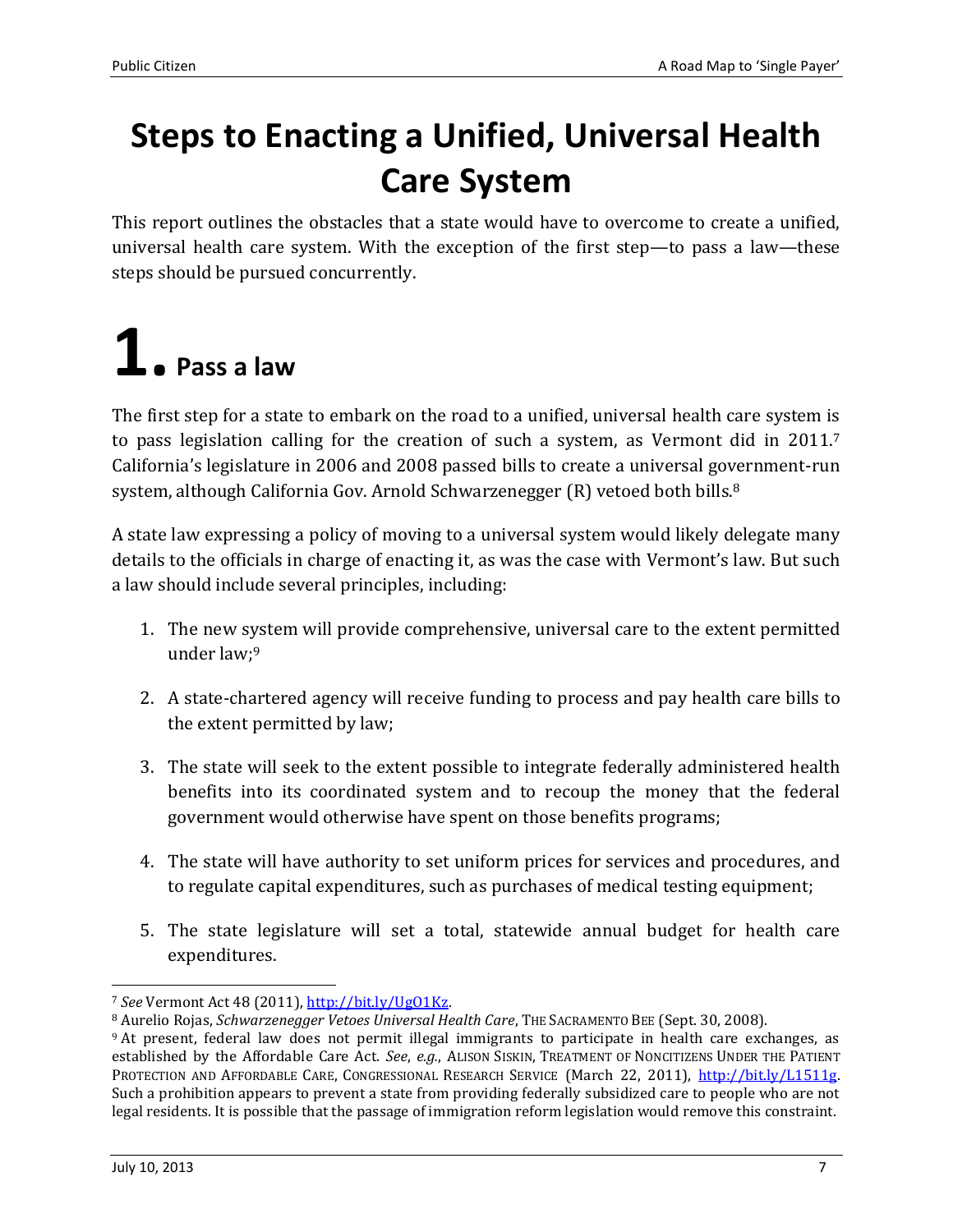# Steps to Enacting a Unified, Universal Health Care System

This report outlines the obstacles that a state would have to overcome to create a unified, universal health care system. With the exception of the first step—to pass a law—these steps should be pursued concurrently.

## 1. Pass a law

The first step for a state to embark on the road to a unified, universal health care system is to pass legislation calling for the creation of such a system, as Vermont did in 2011.[7] California's legislature in 2006 and 2008 passed bills to create a universal government-run system, although California Gov. Arnold Schwarzenegger (R) vetoed both bills.[8]

A state law expressing a policy of moving to a universal system would likely delegate many details to the officials in charge of enacting it, as was the case with Vermont's law. But such a law should include several principles, including:

1. The new system will provide comprehensive, universal care to the extent permitted under law;[9]
2. A state-chartered agency will receive funding to process and pay health care bills to the extent permitted by law;
3. The state will seek to the extent possible to integrate federally administered health benefits into its coordinated system and to recoup the money that the federal government would otherwise have spent on those benefits programs;
4. The state will have authority to set uniform prices for services and procedures, and to regulate capital expenditures, such as purchases of medical testing equipment;
5. The state legislature will set a total, statewide annual budget for health care expenditures.

---

[7] *See* Vermont Act 48 (2011), http://bit.ly/UgO1Kz.

[8] Aurelio Rojas, *Schwarzenegger Vetoes Universal Health Care*, THE SACRAMENTO BEE (Sept. 30, 2008).

[9] At present, federal law does not permit illegal immigrants to participate in health care exchanges, as established by the Affordable Care Act. *See*, *e.g.*, ALISON SISKIN, TREATMENT OF NONCITIZENS UNDER THE PATIENT PROTECTION AND AFFORDABLE CARE, CONGRESSIONAL RESEARCH SERVICE (March 22, 2011), http://bit.ly/L1511g. Such a prohibition appears to prevent a state from providing federally subsidized care to people who are not legal residents. It is possible that the passage of immigration reform legislation would remove this constraint.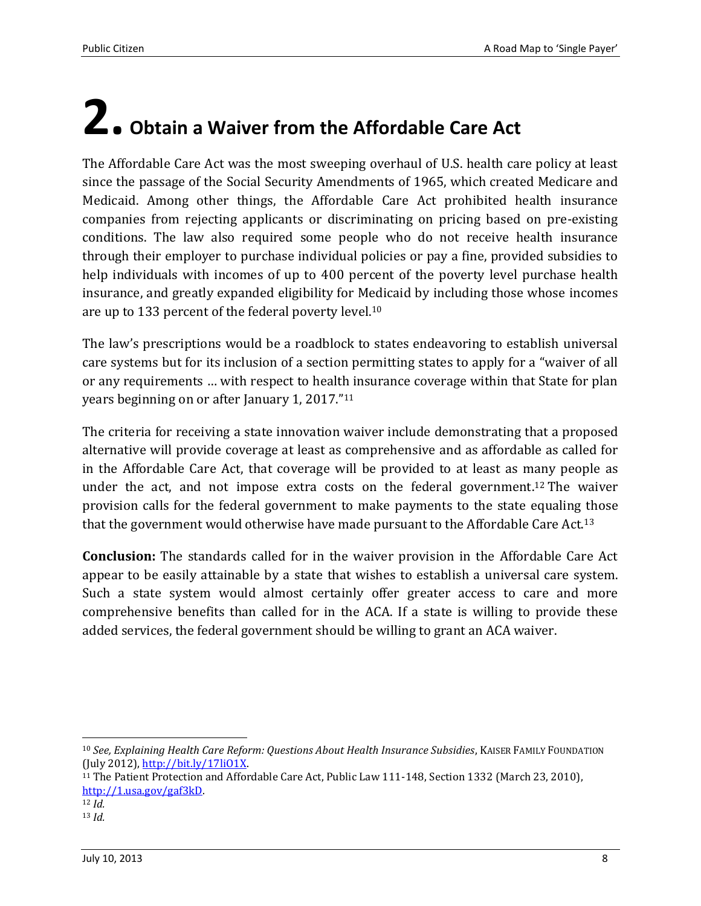# 2. Obtain a Waiver from the Affordable Care Act

The Affordable Care Act was the most sweeping overhaul of U.S. health care policy at least since the passage of the Social Security Amendments of 1965, which created Medicare and Medicaid. Among other things, the Affordable Care Act prohibited health insurance companies from rejecting applicants or discriminating on pricing based on pre-existing conditions. The law also required some people who do not receive health insurance through their employer to purchase individual policies or pay a fine, provided subsidies to help individuals with incomes of up to 400 percent of the poverty level purchase health insurance, and greatly expanded eligibility for Medicaid by including those whose incomes are up to 133 percent of the federal poverty level.[10]

The law's prescriptions would be a roadblock to states endeavoring to establish universal care systems but for its inclusion of a section permitting states to apply for a "waiver of all or any requirements … with respect to health insurance coverage within that State for plan years beginning on or after January 1, 2017."[11]

The criteria for receiving a state innovation waiver include demonstrating that a proposed alternative will provide coverage at least as comprehensive and as affordable as called for in the Affordable Care Act, that coverage will be provided to at least as many people as under the act, and not impose extra costs on the federal government.[12] The waiver provision calls for the federal government to make payments to the state equaling those that the government would otherwise have made pursuant to the Affordable Care Act.[13]

**Conclusion:** The standards called for in the waiver provision in the Affordable Care Act appear to be easily attainable by a state that wishes to establish a universal care system. Such a state system would almost certainly offer greater access to care and more comprehensive benefits than called for in the ACA. If a state is willing to provide these added services, the federal government should be willing to grant an ACA waiver.

---

[10] *See, Explaining Health Care Reform: Questions About Health Insurance Subsidies*, KAISER FAMILY FOUNDATION (July 2012), http://bit.ly/17liO1X.

[11] The Patient Protection and Affordable Care Act, Public Law 111-148, Section 1332 (March 23, 2010), http://1.usa.gov/gaf3kD.

[12] *Id.*

[13] *Id.*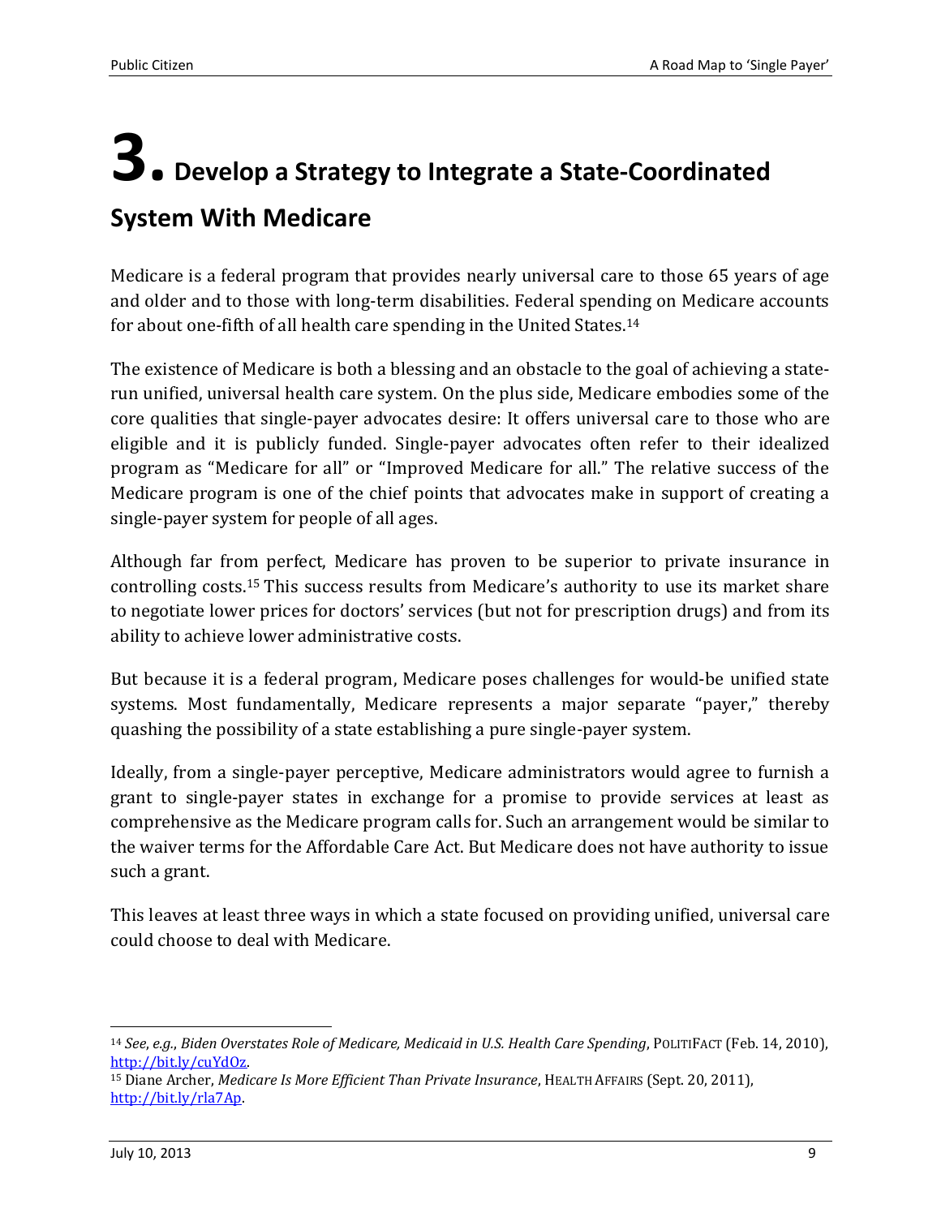# 3. Develop a Strategy to Integrate a State-Coordinated System With Medicare

Medicare is a federal program that provides nearly universal care to those 65 years of age and older and to those with long-term disabilities. Federal spending on Medicare accounts for about one-fifth of all health care spending in the United States.[14]

The existence of Medicare is both a blessing and an obstacle to the goal of achieving a state-run unified, universal health care system. On the plus side, Medicare embodies some of the core qualities that single-payer advocates desire: It offers universal care to those who are eligible and it is publicly funded. Single-payer advocates often refer to their idealized program as "Medicare for all" or "Improved Medicare for all." The relative success of the Medicare program is one of the chief points that advocates make in support of creating a single-payer system for people of all ages.

Although far from perfect, Medicare has proven to be superior to private insurance in controlling costs.[15] This success results from Medicare's authority to use its market share to negotiate lower prices for doctors' services (but not for prescription drugs) and from its ability to achieve lower administrative costs.

But because it is a federal program, Medicare poses challenges for would-be unified state systems. Most fundamentally, Medicare represents a major separate "payer," thereby quashing the possibility of a state establishing a pure single-payer system.

Ideally, from a single-payer perceptive, Medicare administrators would agree to furnish a grant to single-payer states in exchange for a promise to provide services at least as comprehensive as the Medicare program calls for. Such an arrangement would be similar to the waiver terms for the Affordable Care Act. But Medicare does not have authority to issue such a grant.

This leaves at least three ways in which a state focused on providing unified, universal care could choose to deal with Medicare.

---

[14] *See*, *e.g.*, *Biden Overstates Role of Medicare, Medicaid in U.S. Health Care Spending*, POLITIFACT (Feb. 14, 2010), http://bit.ly/cuYdOz.

[15] Diane Archer, *Medicare Is More Efficient Than Private Insurance*, HEALTH AFFAIRS (Sept. 20, 2011), http://bit.ly/rla7Ap.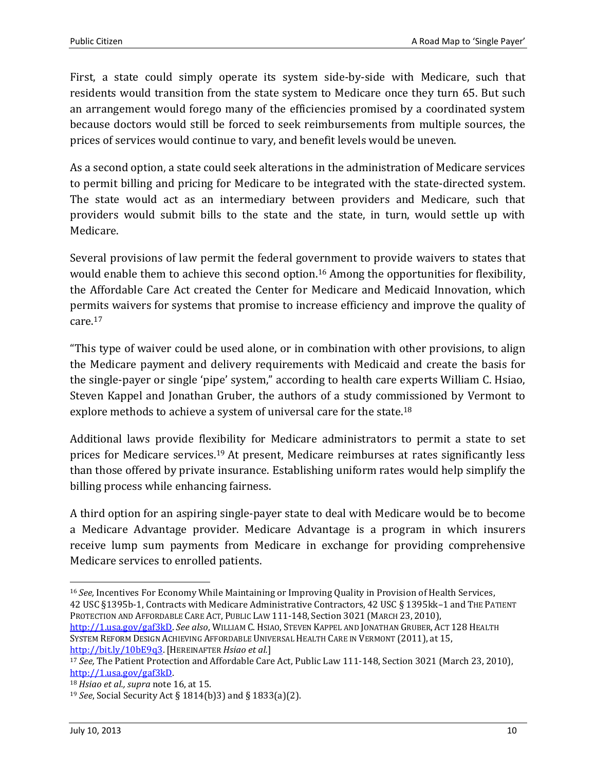First, a state could simply operate its system side-by-side with Medicare, such that residents would transition from the state system to Medicare once they turn 65. But such an arrangement would forego many of the efficiencies promised by a coordinated system because doctors would still be forced to seek reimbursements from multiple sources, the prices of services would continue to vary, and benefit levels would be uneven.

As a second option, a state could seek alterations in the administration of Medicare services to permit billing and pricing for Medicare to be integrated with the state-directed system. The state would act as an intermediary between providers and Medicare, such that providers would submit bills to the state and the state, in turn, would settle up with Medicare.

Several provisions of law permit the federal government to provide waivers to states that would enable them to achieve this second option.[16] Among the opportunities for flexibility, the Affordable Care Act created the Center for Medicare and Medicaid Innovation, which permits waivers for systems that promise to increase efficiency and improve the quality of care.[17]

"This type of waiver could be used alone, or in combination with other provisions, to align the Medicare payment and delivery requirements with Medicaid and create the basis for the single-payer or single 'pipe' system," according to health care experts William C. Hsiao, Steven Kappel and Jonathan Gruber, the authors of a study commissioned by Vermont to explore methods to achieve a system of universal care for the state.[18]

Additional laws provide flexibility for Medicare administrators to permit a state to set prices for Medicare services.[19] At present, Medicare reimburses at rates significantly less than those offered by private insurance. Establishing uniform rates would help simplify the billing process while enhancing fairness.

A third option for an aspiring single-payer state to deal with Medicare would be to become a Medicare Advantage provider. Medicare Advantage is a program in which insurers receive lump sum payments from Medicare in exchange for providing comprehensive Medicare services to enrolled patients.

---

[16] *See,* Incentives For Economy While Maintaining or Improving Quality in Provision of Health Services, 42 USC §1395b-1, Contracts with Medicare Administrative Contractors, 42 USC § 1395kk–1 and THE PATIENT PROTECTION AND AFFORDABLE CARE ACT, PUBLIC LAW 111-148, Section 3021 (MARCH 23, 2010), http://1.usa.gov/gaf3kD. *See also*, WILLIAM C. HSIAO, STEVEN KAPPEL AND JONATHAN GRUBER, ACT 128 HEALTH SYSTEM REFORM DESIGN ACHIEVING AFFORDABLE UNIVERSAL HEALTH CARE IN VERMONT (2011), at 15, http://bit.ly/10bE9q3. [HEREINAFTER *Hsiao et al.*]

[17] *See,* The Patient Protection and Affordable Care Act, Public Law 111-148, Section 3021 (March 23, 2010), http://1.usa.gov/gaf3kD.

[18] *Hsiao et al., supra* note 16, at 15.

[19] *See*, Social Security Act § 1814(b)3) and § 1833(a)(2).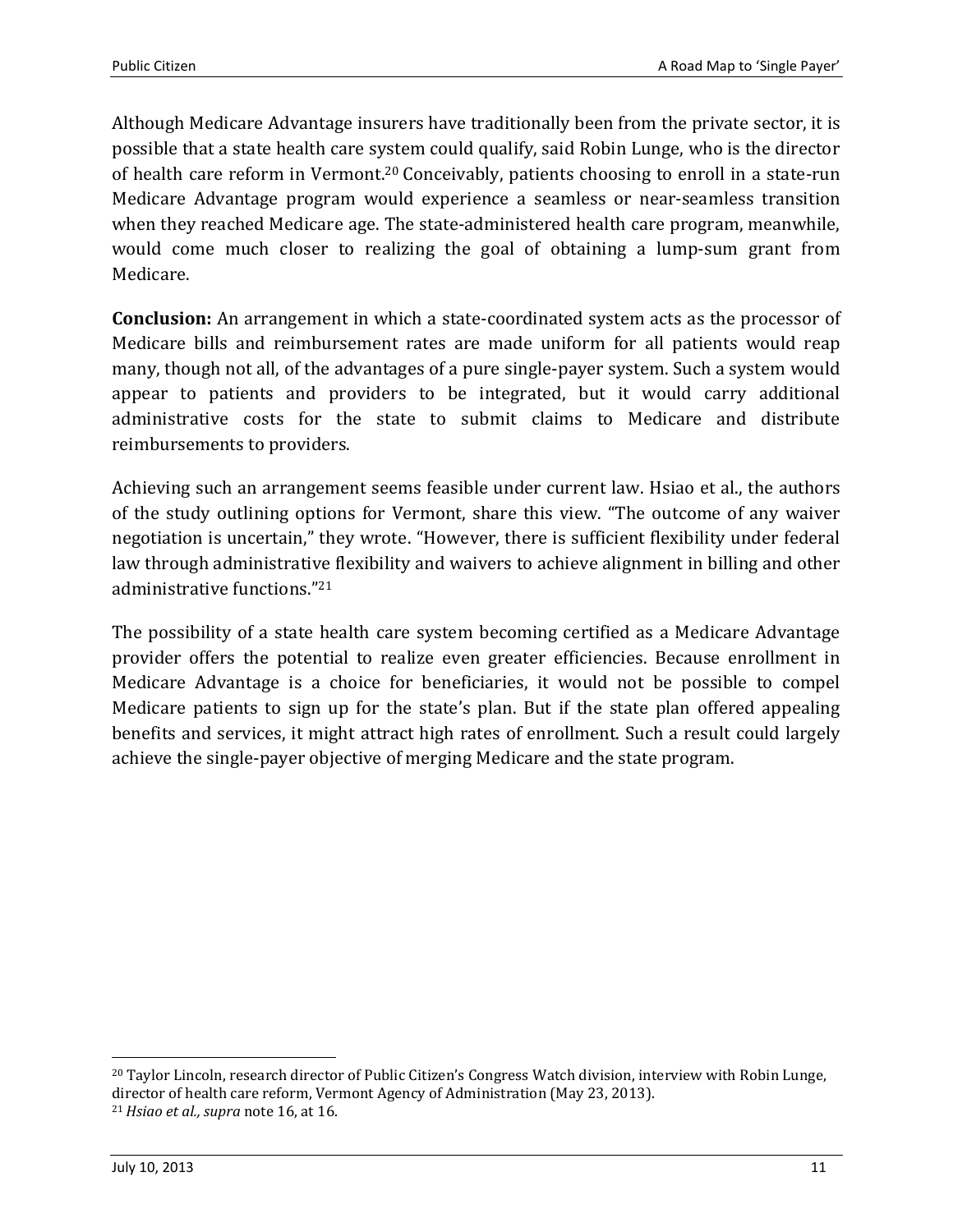Although Medicare Advantage insurers have traditionally been from the private sector, it is possible that a state health care system could qualify, said Robin Lunge, who is the director of health care reform in Vermont.[20] Conceivably, patients choosing to enroll in a state-run Medicare Advantage program would experience a seamless or near-seamless transition when they reached Medicare age. The state-administered health care program, meanwhile, would come much closer to realizing the goal of obtaining a lump-sum grant from Medicare.

**Conclusion:** An arrangement in which a state-coordinated system acts as the processor of Medicare bills and reimbursement rates are made uniform for all patients would reap many, though not all, of the advantages of a pure single-payer system. Such a system would appear to patients and providers to be integrated, but it would carry additional administrative costs for the state to submit claims to Medicare and distribute reimbursements to providers.

Achieving such an arrangement seems feasible under current law. Hsiao et al., the authors of the study outlining options for Vermont, share this view. "The outcome of any waiver negotiation is uncertain," they wrote. "However, there is sufficient flexibility under federal law through administrative flexibility and waivers to achieve alignment in billing and other administrative functions."[21]

The possibility of a state health care system becoming certified as a Medicare Advantage provider offers the potential to realize even greater efficiencies. Because enrollment in Medicare Advantage is a choice for beneficiaries, it would not be possible to compel Medicare patients to sign up for the state's plan. But if the state plan offered appealing benefits and services, it might attract high rates of enrollment. Such a result could largely achieve the single-payer objective of merging Medicare and the state program.

---

[20] Taylor Lincoln, research director of Public Citizen's Congress Watch division, interview with Robin Lunge, director of health care reform, Vermont Agency of Administration (May 23, 2013).

[21] *Hsiao et al., supra* note 16, at 16.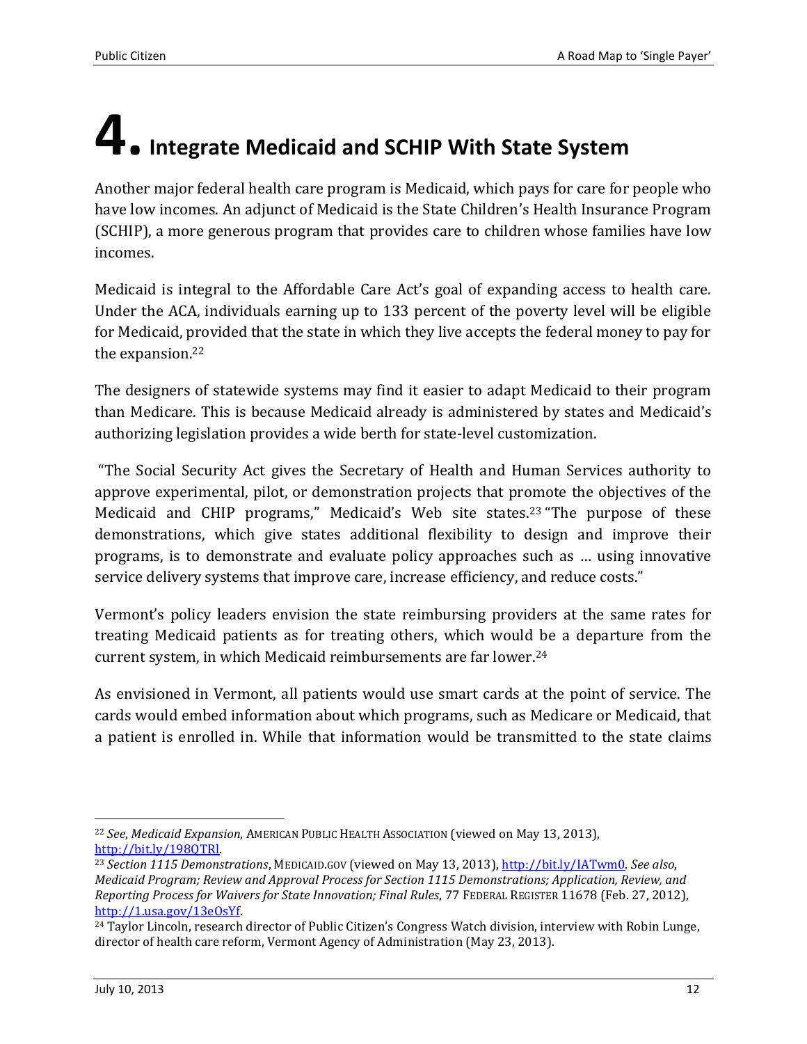# 4. Integrate Medicaid and SCHIP With State System

Another major federal health care program is Medicaid, which pays for care for people who have low incomes. An adjunct of Medicaid is the State Children's Health Insurance Program (SCHIP), a more generous program that provides care to children whose families have low incomes.

Medicaid is integral to the Affordable Care Act's goal of expanding access to health care. Under the ACA, individuals earning up to 133 percent of the poverty level will be eligible for Medicaid, provided that the state in which they live accepts the federal money to pay for the expansion.[22]

The designers of statewide systems may find it easier to adapt Medicaid to their program than Medicare. This is because Medicaid already is administered by states and Medicaid's authorizing legislation provides a wide berth for state-level customization.

"The Social Security Act gives the Secretary of Health and Human Services authority to approve experimental, pilot, or demonstration projects that promote the objectives of the Medicaid and CHIP programs," Medicaid's Web site states.[23] "The purpose of these demonstrations, which give states additional flexibility to design and improve their programs, is to demonstrate and evaluate policy approaches such as … using innovative service delivery systems that improve care, increase efficiency, and reduce costs."

Vermont's policy leaders envision the state reimbursing providers at the same rates for treating Medicaid patients as for treating others, which would be a departure from the current system, in which Medicaid reimbursements are far lower.[24]

As envisioned in Vermont, all patients would use smart cards at the point of service. The cards would embed information about which programs, such as Medicare or Medicaid, that a patient is enrolled in. While that information would be transmitted to the state claims

---

[22] *See*, *Medicaid Expansion*, AMERICAN PUBLIC HEALTH ASSOCIATION (viewed on May 13, 2013), http://bit.ly/198QTRl.

[23] *Section 1115 Demonstrations*, MEDICAID.GOV (viewed on May 13, 2013), http://bit.ly/IATwm0. *See also*, *Medicaid Program; Review and Approval Process for Section 1115 Demonstrations; Application, Review, and Reporting Process for Waivers for State Innovation; Final Rules*, 77 FEDERAL REGISTER 11678 (Feb. 27, 2012), http://1.usa.gov/13eOsYf.

[24] Taylor Lincoln, research director of Public Citizen's Congress Watch division, interview with Robin Lunge, director of health care reform, Vermont Agency of Administration (May 23, 2013).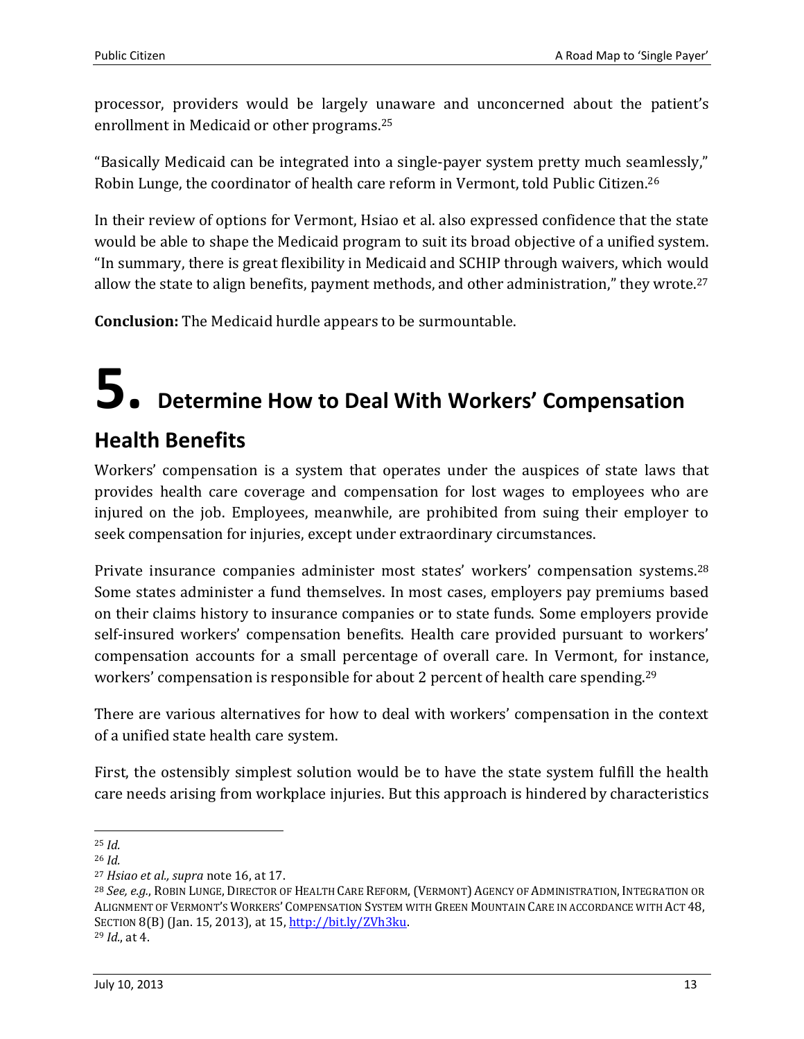processor, providers would be largely unaware and unconcerned about the patient's enrollment in Medicaid or other programs.[25]

"Basically Medicaid can be integrated into a single-payer system pretty much seamlessly," Robin Lunge, the coordinator of health care reform in Vermont, told Public Citizen.[26]

In their review of options for Vermont, Hsiao et al. also expressed confidence that the state would be able to shape the Medicaid program to suit its broad objective of a unified system. "In summary, there is great flexibility in Medicaid and SCHIP through waivers, which would allow the state to align benefits, payment methods, and other administration," they wrote.[27]

**Conclusion:** The Medicaid hurdle appears to be surmountable.

# 5. Determine How to Deal With Workers' Compensation Health Benefits

Workers' compensation is a system that operates under the auspices of state laws that provides health care coverage and compensation for lost wages to employees who are injured on the job. Employees, meanwhile, are prohibited from suing their employer to seek compensation for injuries, except under extraordinary circumstances.

Private insurance companies administer most states' workers' compensation systems.[28] Some states administer a fund themselves. In most cases, employers pay premiums based on their claims history to insurance companies or to state funds. Some employers provide self-insured workers' compensation benefits. Health care provided pursuant to workers' compensation accounts for a small percentage of overall care. In Vermont, for instance, workers' compensation is responsible for about 2 percent of health care spending.[29]

There are various alternatives for how to deal with workers' compensation in the context of a unified state health care system.

First, the ostensibly simplest solution would be to have the state system fulfill the health care needs arising from workplace injuries. But this approach is hindered by characteristics

---

[25] *Id.*

[26] *Id.*

[27] *Hsiao et al., supra* note 16, at 17.

[28] *See, e.g.*, ROBIN LUNGE, DIRECTOR OF HEALTH CARE REFORM, (VERMONT) AGENCY OF ADMINISTRATION, INTEGRATION OR ALIGNMENT OF VERMONT'S WORKERS' COMPENSATION SYSTEM WITH GREEN MOUNTAIN CARE IN ACCORDANCE WITH ACT 48, SECTION 8(B) (Jan. 15, 2013), at 15, http://bit.ly/ZVh3ku.

[29] *Id.*, at 4.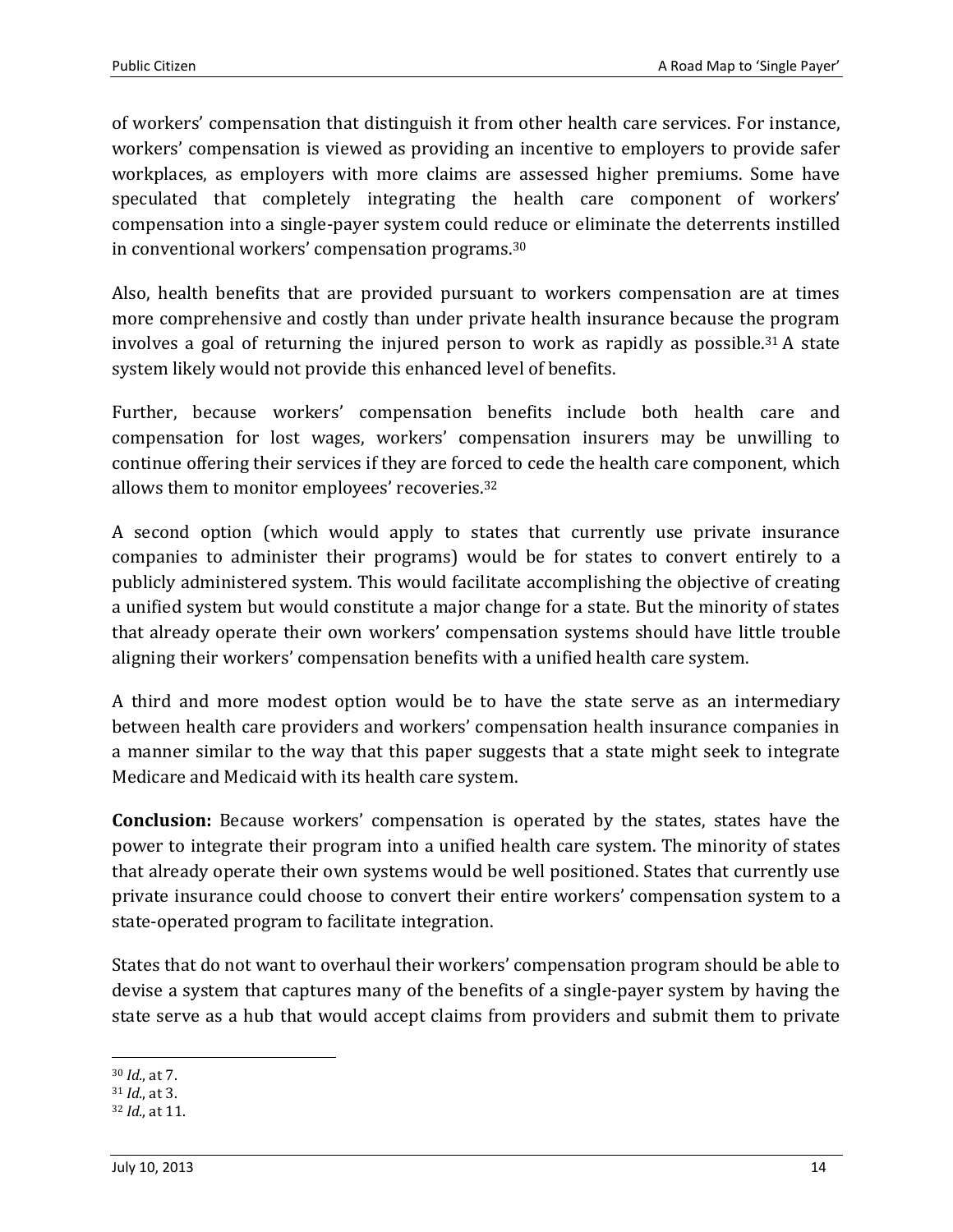of workers' compensation that distinguish it from other health care services. For instance, workers' compensation is viewed as providing an incentive to employers to provide safer workplaces, as employers with more claims are assessed higher premiums. Some have speculated that completely integrating the health care component of workers' compensation into a single-payer system could reduce or eliminate the deterrents instilled in conventional workers' compensation programs.[30]

Also, health benefits that are provided pursuant to workers compensation are at times more comprehensive and costly than under private health insurance because the program involves a goal of returning the injured person to work as rapidly as possible.[31] A state system likely would not provide this enhanced level of benefits.

Further, because workers' compensation benefits include both health care and compensation for lost wages, workers' compensation insurers may be unwilling to continue offering their services if they are forced to cede the health care component, which allows them to monitor employees' recoveries.[32]

A second option (which would apply to states that currently use private insurance companies to administer their programs) would be for states to convert entirely to a publicly administered system. This would facilitate accomplishing the objective of creating a unified system but would constitute a major change for a state. But the minority of states that already operate their own workers' compensation systems should have little trouble aligning their workers' compensation benefits with a unified health care system.

A third and more modest option would be to have the state serve as an intermediary between health care providers and workers' compensation health insurance companies in a manner similar to the way that this paper suggests that a state might seek to integrate Medicare and Medicaid with its health care system.

**Conclusion:** Because workers' compensation is operated by the states, states have the power to integrate their program into a unified health care system. The minority of states that already operate their own systems would be well positioned. States that currently use private insurance could choose to convert their entire workers' compensation system to a state-operated program to facilitate integration.

States that do not want to overhaul their workers' compensation program should be able to devise a system that captures many of the benefits of a single-payer system by having the state serve as a hub that would accept claims from providers and submit them to private

---

[30] *Id.*, at 7.
[31] *Id.*, at 3.
[32] *Id.*, at 11.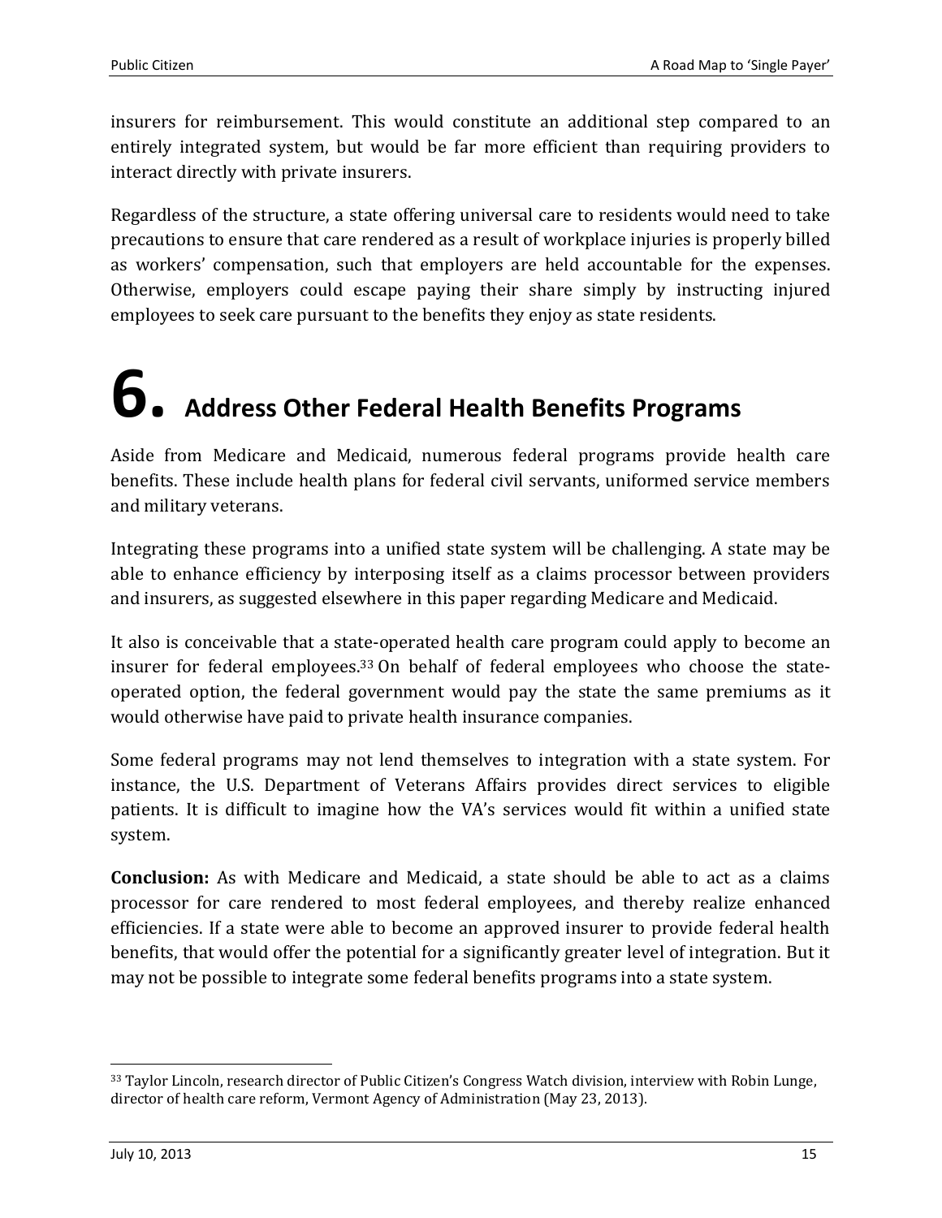insurers for reimbursement. This would constitute an additional step compared to an entirely integrated system, but would be far more efficient than requiring providers to interact directly with private insurers.

Regardless of the structure, a state offering universal care to residents would need to take precautions to ensure that care rendered as a result of workplace injuries is properly billed as workers' compensation, such that employers are held accountable for the expenses. Otherwise, employers could escape paying their share simply by instructing injured employees to seek care pursuant to the benefits they enjoy as state residents.

# 6. Address Other Federal Health Benefits Programs

Aside from Medicare and Medicaid, numerous federal programs provide health care benefits. These include health plans for federal civil servants, uniformed service members and military veterans.

Integrating these programs into a unified state system will be challenging. A state may be able to enhance efficiency by interposing itself as a claims processor between providers and insurers, as suggested elsewhere in this paper regarding Medicare and Medicaid.

It also is conceivable that a state-operated health care program could apply to become an insurer for federal employees.[33] On behalf of federal employees who choose the state-operated option, the federal government would pay the state the same premiums as it would otherwise have paid to private health insurance companies.

Some federal programs may not lend themselves to integration with a state system. For instance, the U.S. Department of Veterans Affairs provides direct services to eligible patients. It is difficult to imagine how the VA's services would fit within a unified state system.

**Conclusion:** As with Medicare and Medicaid, a state should be able to act as a claims processor for care rendered to most federal employees, and thereby realize enhanced efficiencies. If a state were able to become an approved insurer to provide federal health benefits, that would offer the potential for a significantly greater level of integration. But it may not be possible to integrate some federal benefits programs into a state system.

---

[33] Taylor Lincoln, research director of Public Citizen's Congress Watch division, interview with Robin Lunge, director of health care reform, Vermont Agency of Administration (May 23, 2013).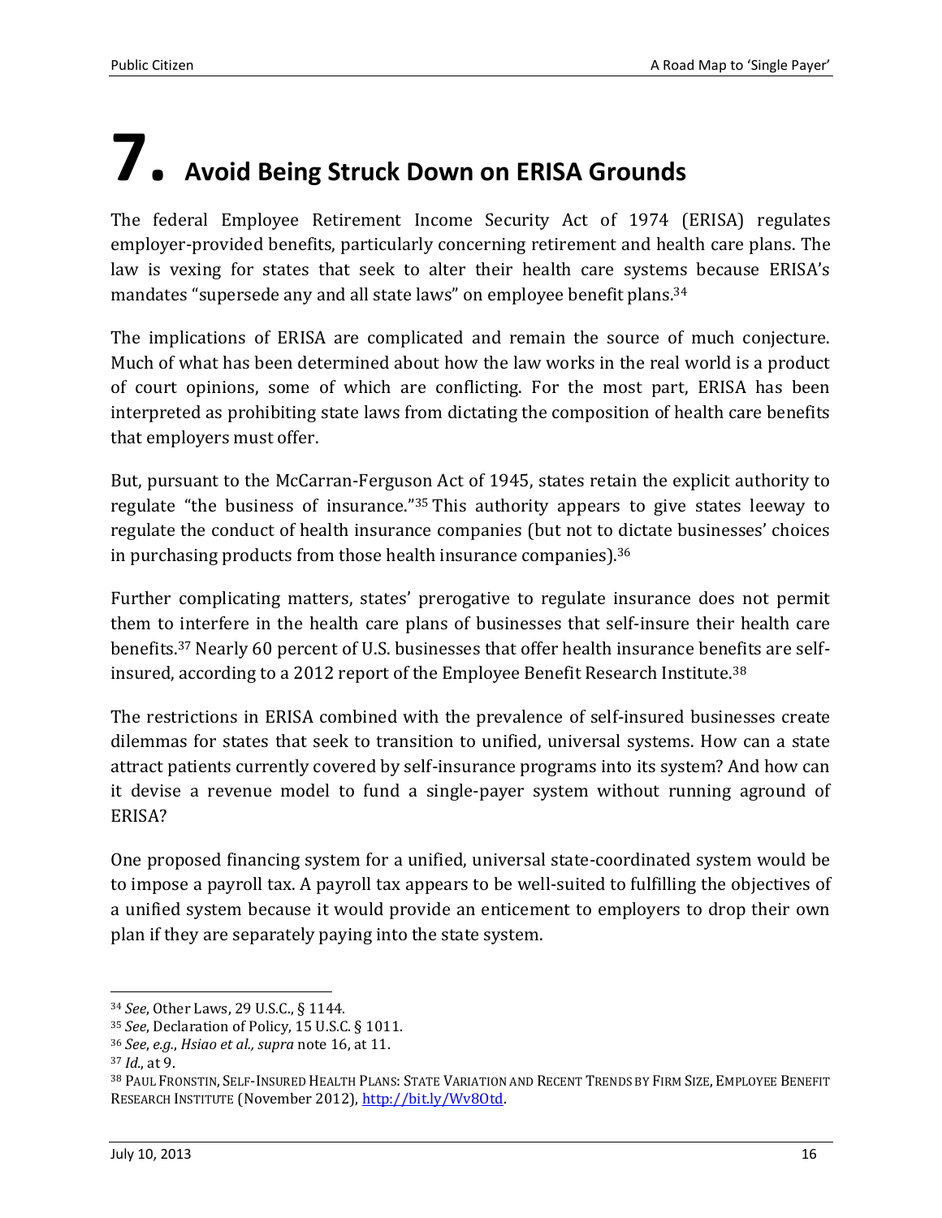# 7. Avoid Being Struck Down on ERISA Grounds

The federal Employee Retirement Income Security Act of 1974 (ERISA) regulates employer-provided benefits, particularly concerning retirement and health care plans. The law is vexing for states that seek to alter their health care systems because ERISA's mandates "supersede any and all state laws" on employee benefit plans.[34]

The implications of ERISA are complicated and remain the source of much conjecture. Much of what has been determined about how the law works in the real world is a product of court opinions, some of which are conflicting. For the most part, ERISA has been interpreted as prohibiting state laws from dictating the composition of health care benefits that employers must offer.

But, pursuant to the McCarran-Ferguson Act of 1945, states retain the explicit authority to regulate "the business of insurance."[35] This authority appears to give states leeway to regulate the conduct of health insurance companies (but not to dictate businesses' choices in purchasing products from those health insurance companies).[36]

Further complicating matters, states' prerogative to regulate insurance does not permit them to interfere in the health care plans of businesses that self-insure their health care benefits.[37] Nearly 60 percent of U.S. businesses that offer health insurance benefits are self-insured, according to a 2012 report of the Employee Benefit Research Institute.[38]

The restrictions in ERISA combined with the prevalence of self-insured businesses create dilemmas for states that seek to transition to unified, universal systems. How can a state attract patients currently covered by self-insurance programs into its system? And how can it devise a revenue model to fund a single-payer system without running aground of ERISA?

One proposed financing system for a unified, universal state-coordinated system would be to impose a payroll tax. A payroll tax appears to be well-suited to fulfilling the objectives of a unified system because it would provide an enticement to employers to drop their own plan if they are separately paying into the state system.

---

[34] *See*, Other Laws, 29 U.S.C., § 1144.

[35] *See*, Declaration of Policy, 15 U.S.C. § 1011.

[36] *See*, *e.g.*, *Hsiao et al., supra* note 16, at 11.

[37] *Id.*, at 9.

[38] Paul Fronstin, Self-Insured Health Plans: State Variation and Recent Trends by Firm Size, Employee Benefit Research Institute (November 2012), http://bit.ly/Wv8Otd.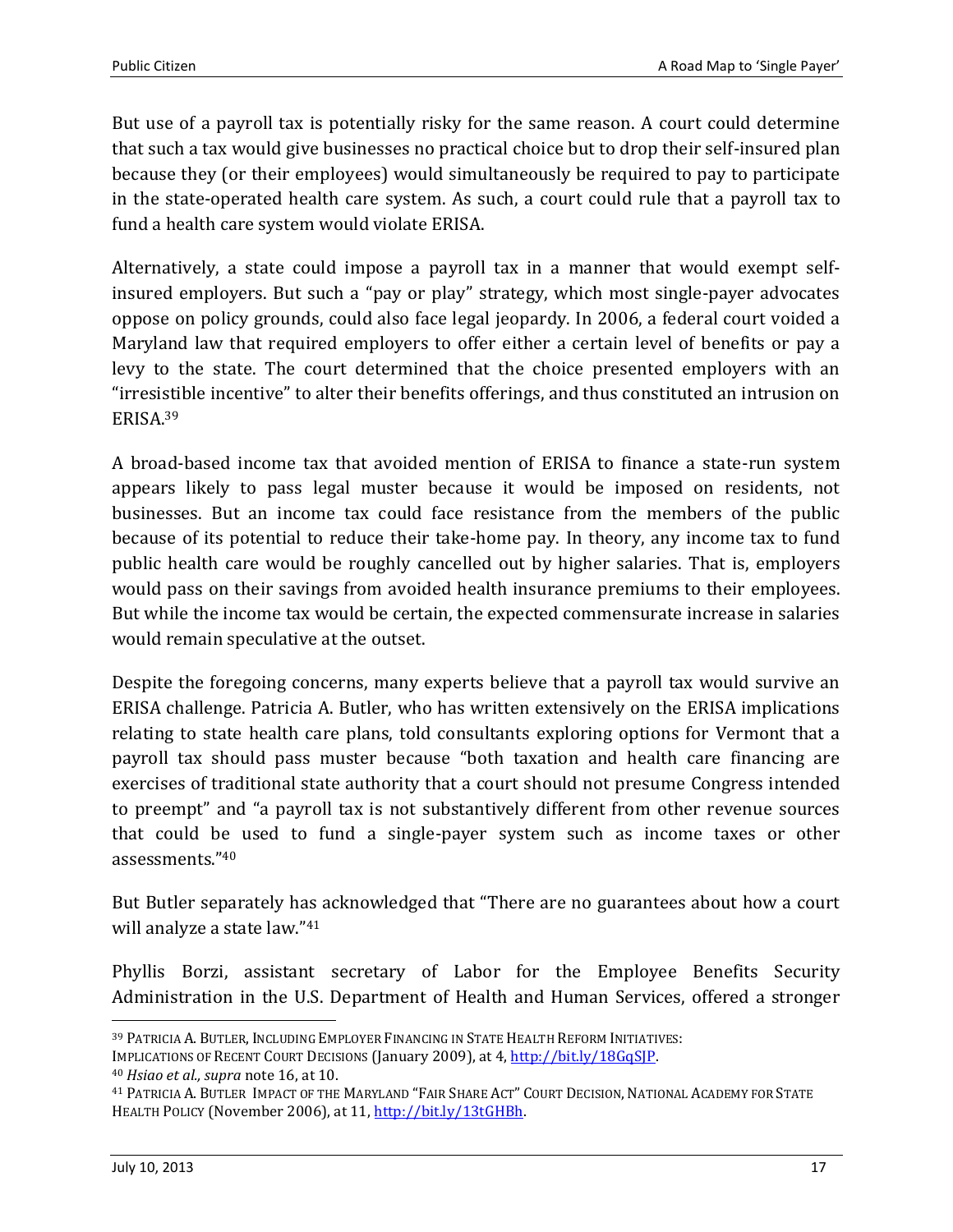But use of a payroll tax is potentially risky for the same reason. A court could determine that such a tax would give businesses no practical choice but to drop their self-insured plan because they (or their employees) would simultaneously be required to pay to participate in the state-operated health care system. As such, a court could rule that a payroll tax to fund a health care system would violate ERISA.

Alternatively, a state could impose a payroll tax in a manner that would exempt self-insured employers. But such a "pay or play" strategy, which most single-payer advocates oppose on policy grounds, could also face legal jeopardy. In 2006, a federal court voided a Maryland law that required employers to offer either a certain level of benefits or pay a levy to the state. The court determined that the choice presented employers with an "irresistible incentive" to alter their benefits offerings, and thus constituted an intrusion on ERISA.[39]

A broad-based income tax that avoided mention of ERISA to finance a state-run system appears likely to pass legal muster because it would be imposed on residents, not businesses. But an income tax could face resistance from the members of the public because of its potential to reduce their take-home pay. In theory, any income tax to fund public health care would be roughly cancelled out by higher salaries. That is, employers would pass on their savings from avoided health insurance premiums to their employees. But while the income tax would be certain, the expected commensurate increase in salaries would remain speculative at the outset.

Despite the foregoing concerns, many experts believe that a payroll tax would survive an ERISA challenge. Patricia A. Butler, who has written extensively on the ERISA implications relating to state health care plans, told consultants exploring options for Vermont that a payroll tax should pass muster because "both taxation and health care financing are exercises of traditional state authority that a court should not presume Congress intended to preempt" and "a payroll tax is not substantively different from other revenue sources that could be used to fund a single-payer system such as income taxes or other assessments."[40]

But Butler separately has acknowledged that "There are no guarantees about how a court will analyze a state law."[41]

Phyllis Borzi, assistant secretary of Labor for the Employee Benefits Security Administration in the U.S. Department of Health and Human Services, offered a stronger

---

[39] PATRICIA A. BUTLER, INCLUDING EMPLOYER FINANCING IN STATE HEALTH REFORM INITIATIVES: IMPLICATIONS OF RECENT COURT DECISIONS (January 2009), at 4, http://bit.ly/18GqSJP.

[40] *Hsiao et al., supra* note 16, at 10.

[41] PATRICIA A. BUTLER IMPACT OF THE MARYLAND "FAIR SHARE ACT" COURT DECISION, NATIONAL ACADEMY FOR STATE HEALTH POLICY (November 2006), at 11, http://bit.ly/13tGHBh.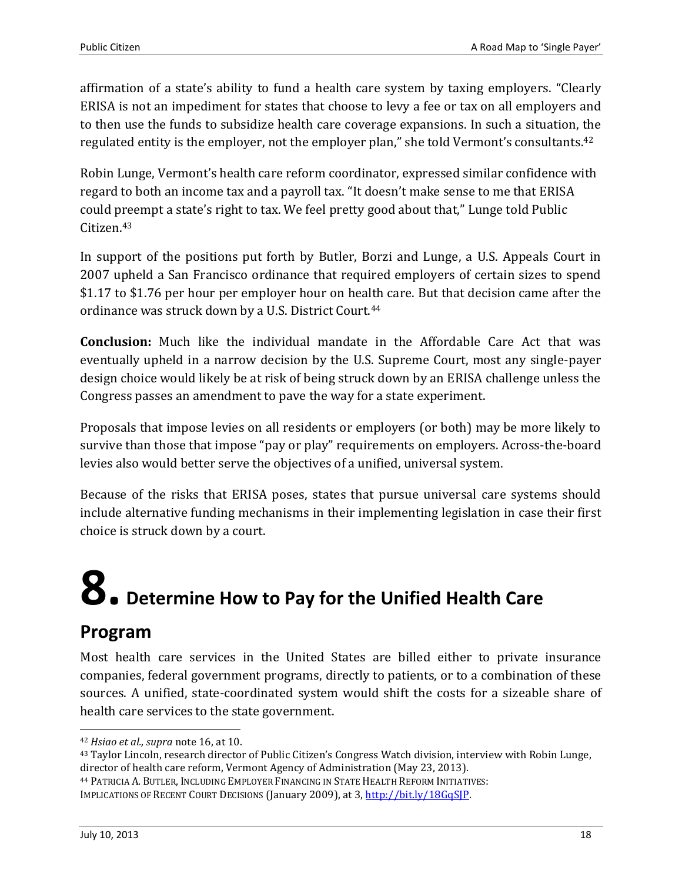affirmation of a state's ability to fund a health care system by taxing employers. "Clearly ERISA is not an impediment for states that choose to levy a fee or tax on all employers and to then use the funds to subsidize health care coverage expansions. In such a situation, the regulated entity is the employer, not the employer plan," she told Vermont's consultants.[42]

Robin Lunge, Vermont's health care reform coordinator, expressed similar confidence with regard to both an income tax and a payroll tax. "It doesn't make sense to me that ERISA could preempt a state's right to tax. We feel pretty good about that," Lunge told Public Citizen.[43]

In support of the positions put forth by Butler, Borzi and Lunge, a U.S. Appeals Court in 2007 upheld a San Francisco ordinance that required employers of certain sizes to spend $1.17 to $1.76 per hour per employer hour on health care. But that decision came after the ordinance was struck down by a U.S. District Court.[44]

**Conclusion:** Much like the individual mandate in the Affordable Care Act that was eventually upheld in a narrow decision by the U.S. Supreme Court, most any single-payer design choice would likely be at risk of being struck down by an ERISA challenge unless the Congress passes an amendment to pave the way for a state experiment.

Proposals that impose levies on all residents or employers (or both) may be more likely to survive than those that impose "pay or play" requirements on employers. Across-the-board levies also would better serve the objectives of a unified, universal system.

Because of the risks that ERISA poses, states that pursue universal care systems should include alternative funding mechanisms in their implementing legislation in case their first choice is struck down by a court.

# 8. Determine How to Pay for the Unified Health Care Program

Most health care services in the United States are billed either to private insurance companies, federal government programs, directly to patients, or to a combination of these sources. A unified, state-coordinated system would shift the costs for a sizeable share of health care services to the state government.

---

[42] *Hsiao et al., supra* note 16, at 10.

[43] Taylor Lincoln, research director of Public Citizen's Congress Watch division, interview with Robin Lunge, director of health care reform, Vermont Agency of Administration (May 23, 2013).

[44] PATRICIA A. BUTLER, INCLUDING EMPLOYER FINANCING IN STATE HEALTH REFORM INITIATIVES: IMPLICATIONS OF RECENT COURT DECISIONS (January 2009), at 3, http://bit.ly/18GqSJP.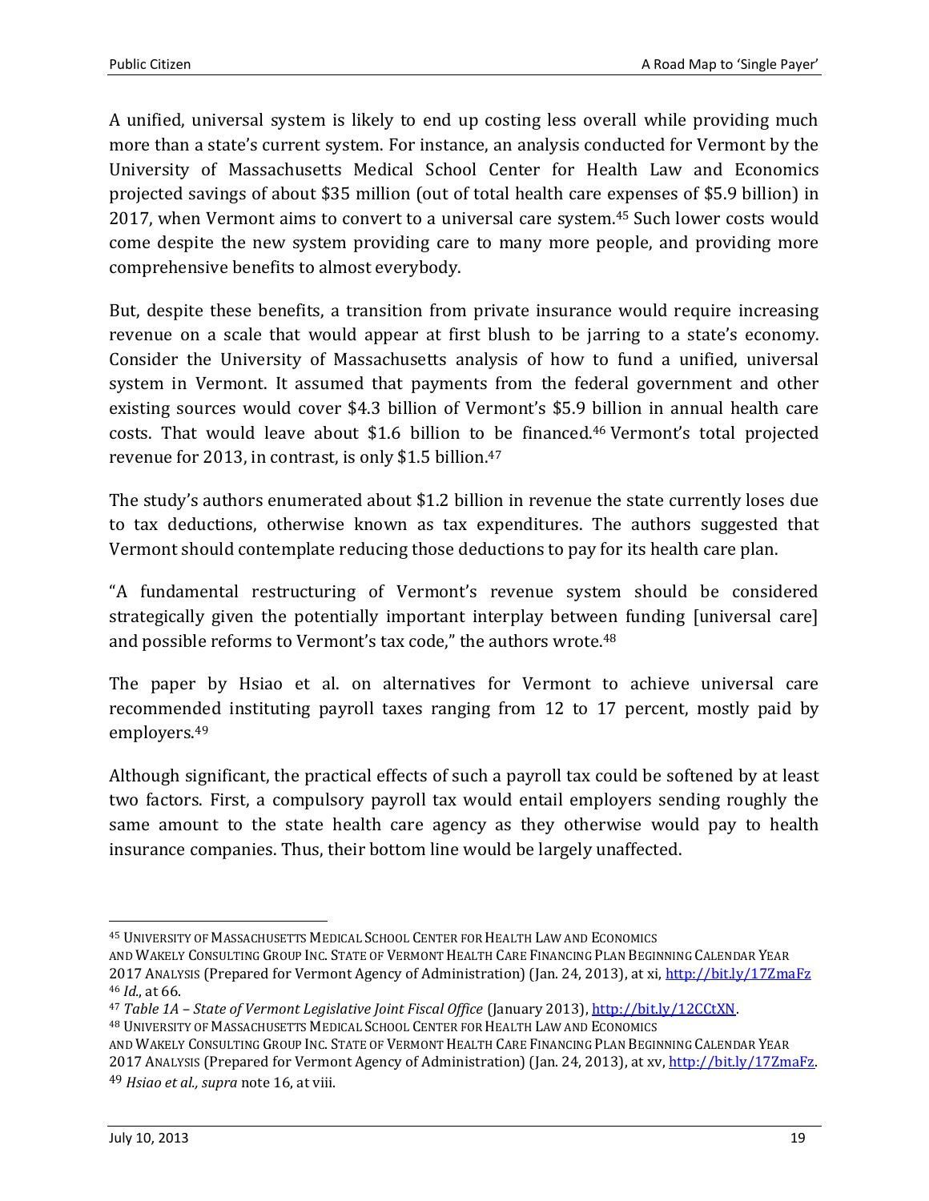A unified, universal system is likely to end up costing less overall while providing much more than a state's current system. For instance, an analysis conducted for Vermont by the University of Massachusetts Medical School Center for Health Law and Economics projected savings of about $35 million (out of total health care expenses of $5.9 billion) in 2017, when Vermont aims to convert to a universal care system.[45] Such lower costs would come despite the new system providing care to many more people, and providing more comprehensive benefits to almost everybody.

But, despite these benefits, a transition from private insurance would require increasing revenue on a scale that would appear at first blush to be jarring to a state's economy. Consider the University of Massachusetts analysis of how to fund a unified, universal system in Vermont. It assumed that payments from the federal government and other existing sources would cover $4.3 billion of Vermont's $5.9 billion in annual health care costs. That would leave about $1.6 billion to be financed.[46] Vermont's total projected revenue for 2013, in contrast, is only $1.5 billion.[47]

The study's authors enumerated about $1.2 billion in revenue the state currently loses due to tax deductions, otherwise known as tax expenditures. The authors suggested that Vermont should contemplate reducing those deductions to pay for its health care plan.

"A fundamental restructuring of Vermont's revenue system should be considered strategically given the potentially important interplay between funding [universal care] and possible reforms to Vermont's tax code," the authors wrote.[48]

The paper by Hsiao et al. on alternatives for Vermont to achieve universal care recommended instituting payroll taxes ranging from 12 to 17 percent, mostly paid by employers.[49]

Although significant, the practical effects of such a payroll tax could be softened by at least two factors. First, a compulsory payroll tax would entail employers sending roughly the same amount to the state health care agency as they otherwise would pay to health insurance companies. Thus, their bottom line would be largely unaffected.

---

[45] University of Massachusetts Medical School Center for Health Law and Economics and Wakely Consulting Group Inc. State of Vermont Health Care Financing Plan Beginning Calendar Year 2017 Analysis (Prepared for Vermont Agency of Administration) (Jan. 24, 2013), at xi, http://bit.ly/17ZmaFz

[46] *Id.*, at 66.

[47] *Table 1A – State of Vermont Legislative Joint Fiscal Office* (January 2013), http://bit.ly/12CCtXN.

[48] University of Massachusetts Medical School Center for Health Law and Economics and Wakely Consulting Group Inc. State of Vermont Health Care Financing Plan Beginning Calendar Year 2017 Analysis (Prepared for Vermont Agency of Administration) (Jan. 24, 2013), at xv, http://bit.ly/17ZmaFz.

[49] *Hsiao et al., supra* note 16, at viii.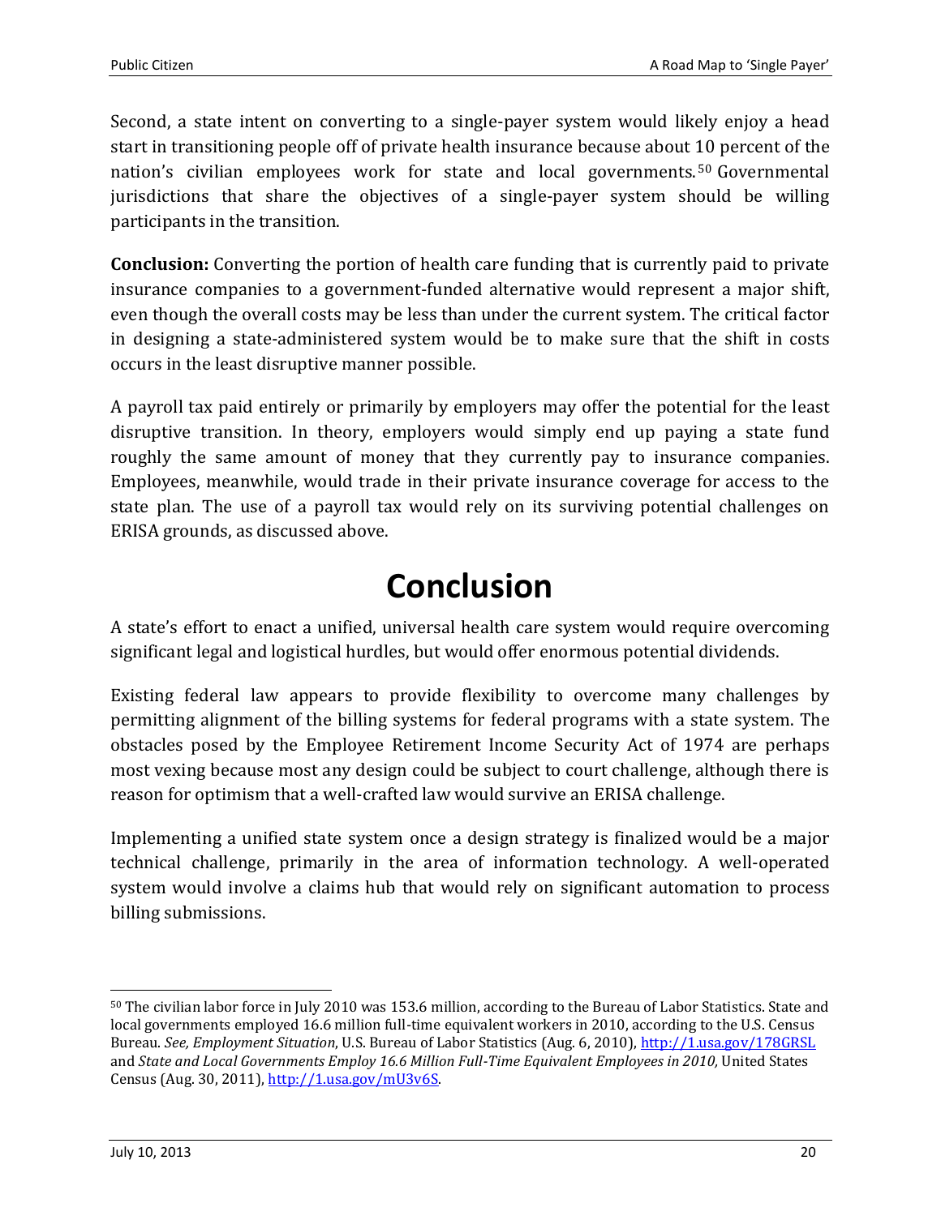Second, a state intent on converting to a single-payer system would likely enjoy a head start in transitioning people off of private health insurance because about 10 percent of the nation's civilian employees work for state and local governments.[50] Governmental jurisdictions that share the objectives of a single-payer system should be willing participants in the transition.

**Conclusion:** Converting the portion of health care funding that is currently paid to private insurance companies to a government-funded alternative would represent a major shift, even though the overall costs may be less than under the current system. The critical factor in designing a state-administered system would be to make sure that the shift in costs occurs in the least disruptive manner possible.

A payroll tax paid entirely or primarily by employers may offer the potential for the least disruptive transition. In theory, employers would simply end up paying a state fund roughly the same amount of money that they currently pay to insurance companies. Employees, meanwhile, would trade in their private insurance coverage for access to the state plan. The use of a payroll tax would rely on its surviving potential challenges on ERISA grounds, as discussed above.

# Conclusion

A state's effort to enact a unified, universal health care system would require overcoming significant legal and logistical hurdles, but would offer enormous potential dividends.

Existing federal law appears to provide flexibility to overcome many challenges by permitting alignment of the billing systems for federal programs with a state system. The obstacles posed by the Employee Retirement Income Security Act of 1974 are perhaps most vexing because most any design could be subject to court challenge, although there is reason for optimism that a well-crafted law would survive an ERISA challenge.

Implementing a unified state system once a design strategy is finalized would be a major technical challenge, primarily in the area of information technology. A well-operated system would involve a claims hub that would rely on significant automation to process billing submissions.

---

[50] The civilian labor force in July 2010 was 153.6 million, according to the Bureau of Labor Statistics. State and local governments employed 16.6 million full-time equivalent workers in 2010, according to the U.S. Census Bureau. *See, Employment Situation*, U.S. Bureau of Labor Statistics (Aug. 6, 2010), http://1.usa.gov/178GRSL and *State and Local Governments Employ 16.6 Million Full-Time Equivalent Employees in 2010,* United States Census (Aug. 30, 2011), http://1.usa.gov/mU3v6S.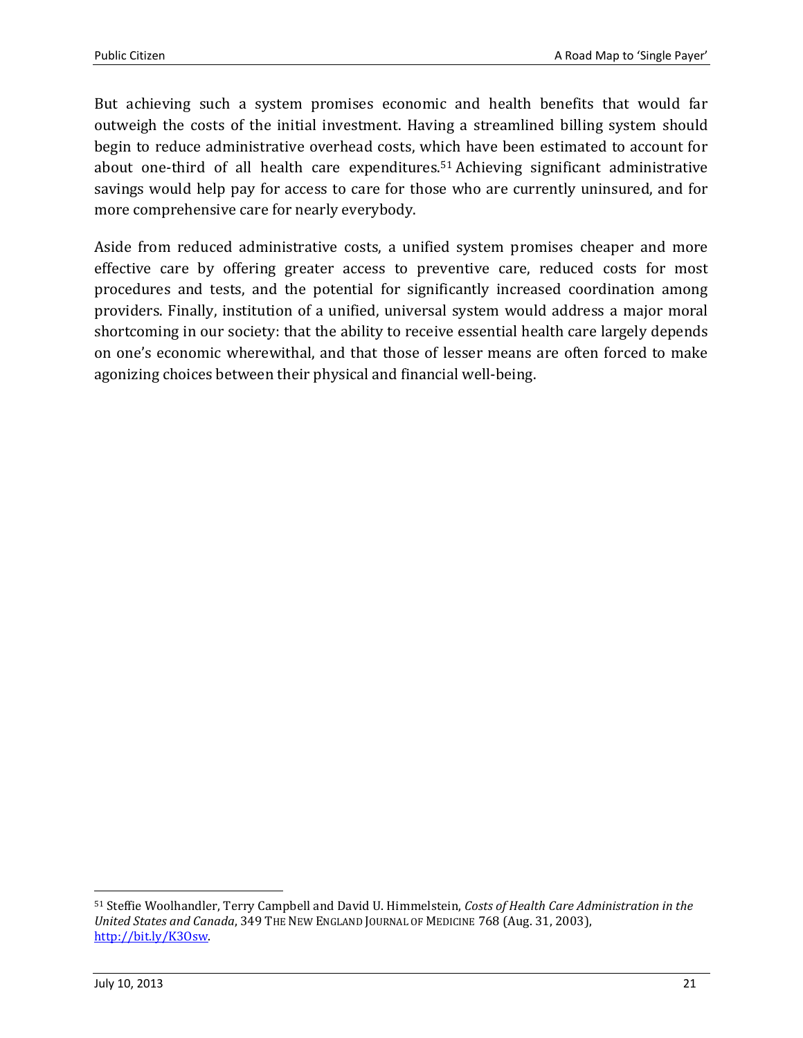But achieving such a system promises economic and health benefits that would far outweigh the costs of the initial investment. Having a streamlined billing system should begin to reduce administrative overhead costs, which have been estimated to account for about one-third of all health care expenditures.[51] Achieving significant administrative savings would help pay for access to care for those who are currently uninsured, and for more comprehensive care for nearly everybody.

Aside from reduced administrative costs, a unified system promises cheaper and more effective care by offering greater access to preventive care, reduced costs for most procedures and tests, and the potential for significantly increased coordination among providers. Finally, institution of a unified, universal system would address a major moral shortcoming in our society: that the ability to receive essential health care largely depends on one's economic wherewithal, and that those of lesser means are often forced to make agonizing choices between their physical and financial well-being.

---

[51] Steffie Woolhandler, Terry Campbell and David U. Himmelstein, *Costs of Health Care Administration in the United States and Canada*, 349 THE NEW ENGLAND JOURNAL OF MEDICINE 768 (Aug. 31, 2003), http://bit.ly/K3Osw.